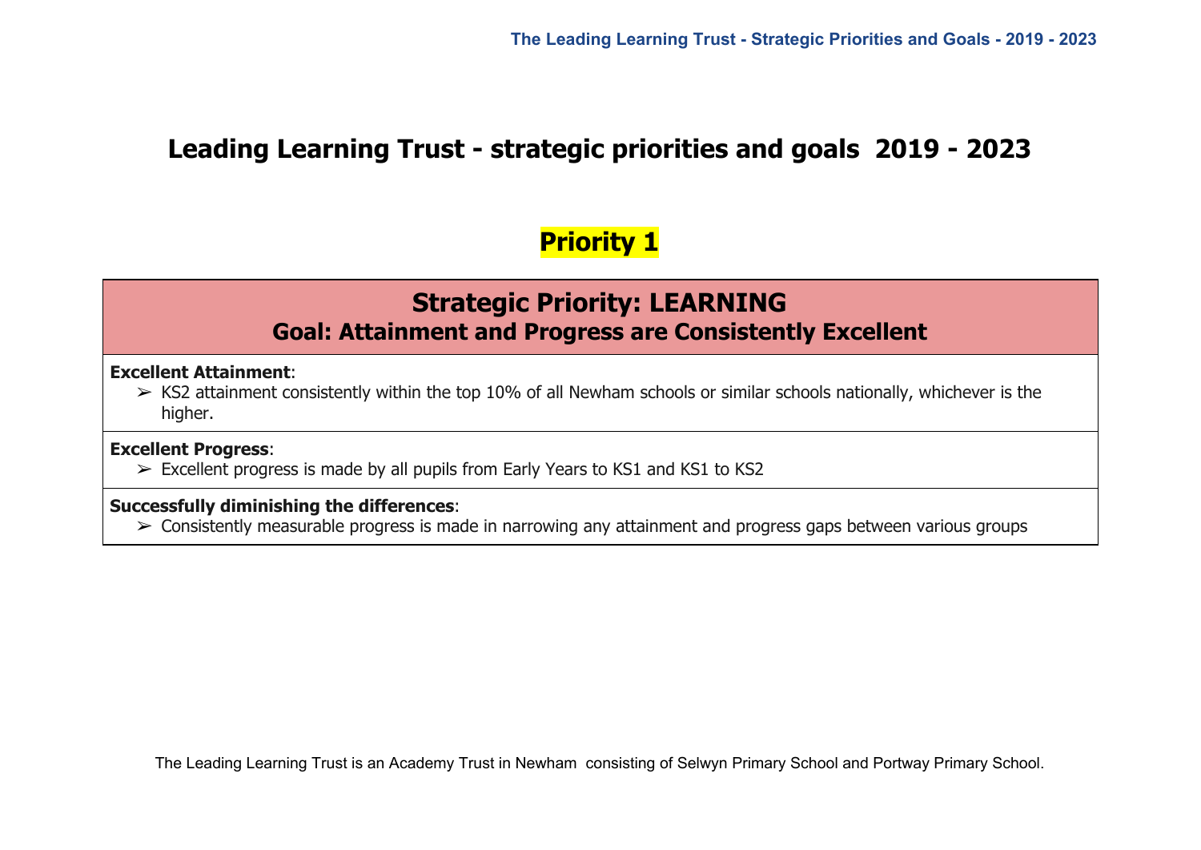# Leading Learning Trust - strategic priorities and goals 2019 - 2023

## Priority 1

### Strategic Priority: LEARNING
### Goal: Attainment and Progress are Consistently Excellent

**Excellent Attainment**:
- KS2 attainment consistently within the top 10% of all Newham schools or similar schools nationally, whichever is the higher.

**Excellent Progress**:
- Excellent progress is made by all pupils from Early Years to KS1 and KS1 to KS2

**Successfully diminishing the differences**:
- Consistently measurable progress is made in narrowing any attainment and progress gaps between various groups

The Leading Learning Trust is an Academy Trust in Newham consisting of Selwyn Primary School and Portway Primary School.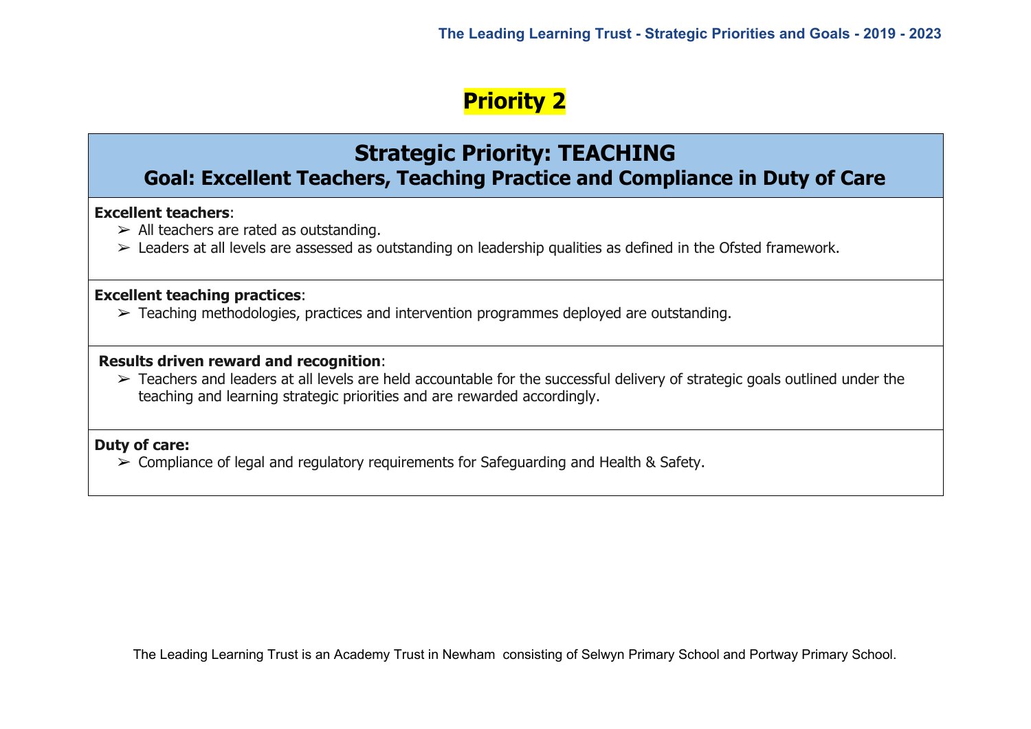# Priority 2

## Strategic Priority: TEACHING
### Goal: Excellent Teachers, Teaching Practice and Compliance in Duty of Care

**Excellent teachers**:

- All teachers are rated as outstanding.
- Leaders at all levels are assessed as outstanding on leadership qualities as defined in the Ofsted framework.

**Excellent teaching practices**:

- Teaching methodologies, practices and intervention programmes deployed are outstanding.

**Results driven reward and recognition**:

- Teachers and leaders at all levels are held accountable for the successful delivery of strategic goals outlined under the teaching and learning strategic priorities and are rewarded accordingly.

**Duty of care:**

- Compliance of legal and regulatory requirements for Safeguarding and Health & Safety.

The Leading Learning Trust is an Academy Trust in Newham consisting of Selwyn Primary School and Portway Primary School.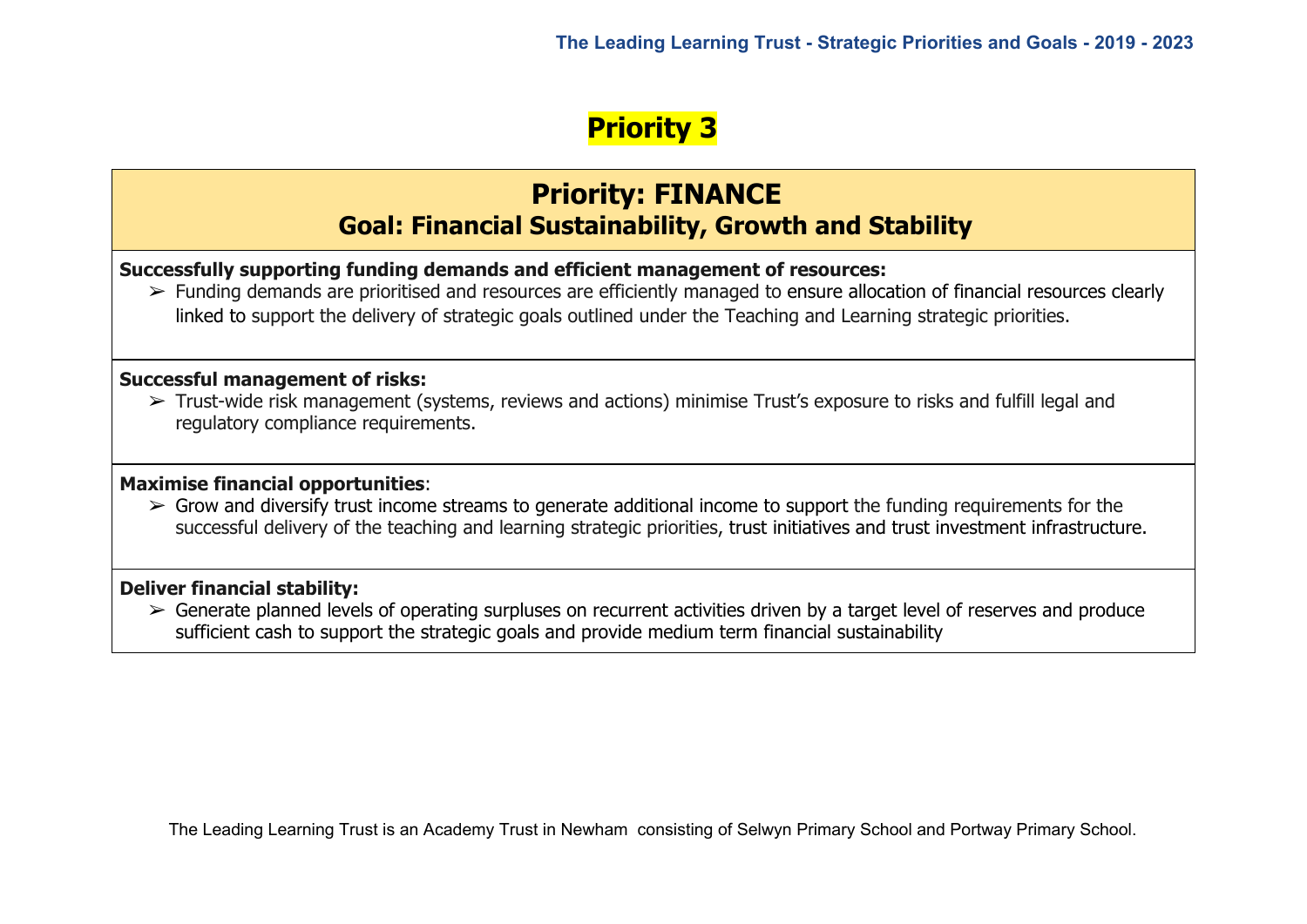# Priority 3

## Priority: FINANCE
### Goal: Financial Sustainability, Growth and Stability

**Successfully supporting funding demands and efficient management of resources:**

- ➢ Funding demands are prioritised and resources are efficiently managed to ensure allocation of financial resources clearly linked to support the delivery of strategic goals outlined under the Teaching and Learning strategic priorities.

**Successful management of risks:**

- ➢ Trust-wide risk management (systems, reviews and actions) minimise Trust's exposure to risks and fulfill legal and regulatory compliance requirements.

**Maximise financial opportunities**:

- ➢ Grow and diversify trust income streams to generate additional income to support the funding requirements for the successful delivery of the teaching and learning strategic priorities, trust initiatives and trust investment infrastructure.

**Deliver financial stability:**

- ➢ Generate planned levels of operating surpluses on recurrent activities driven by a target level of reserves and produce sufficient cash to support the strategic goals and provide medium term financial sustainability

The Leading Learning Trust is an Academy Trust in Newham consisting of Selwyn Primary School and Portway Primary School.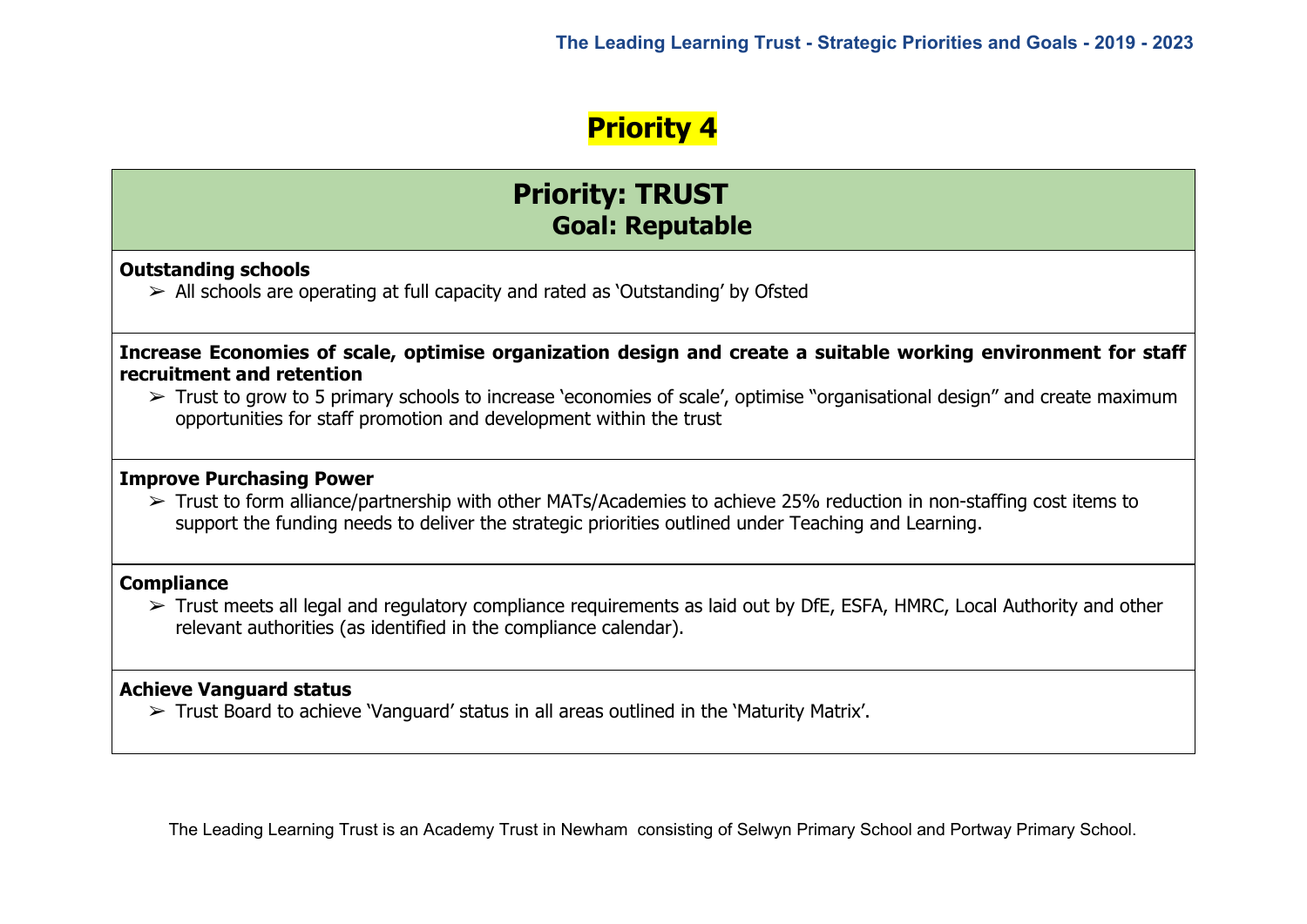# Priority 4

## Priority: TRUST
## Goal: Reputable

**Outstanding schools**

- ➢ All schools are operating at full capacity and rated as 'Outstanding' by Ofsted

**Increase Economies of scale, optimise organization design and create a suitable working environment for staff recruitment and retention**

- ➢ Trust to grow to 5 primary schools to increase 'economies of scale', optimise "organisational design" and create maximum opportunities for staff promotion and development within the trust

**Improve Purchasing Power**

- ➢ Trust to form alliance/partnership with other MATs/Academies to achieve 25% reduction in non-staffing cost items to support the funding needs to deliver the strategic priorities outlined under Teaching and Learning.

**Compliance**

- ➢ Trust meets all legal and regulatory compliance requirements as laid out by DfE, ESFA, HMRC, Local Authority and other relevant authorities (as identified in the compliance calendar).

**Achieve Vanguard status**

- ➢ Trust Board to achieve 'Vanguard' status in all areas outlined in the 'Maturity Matrix'.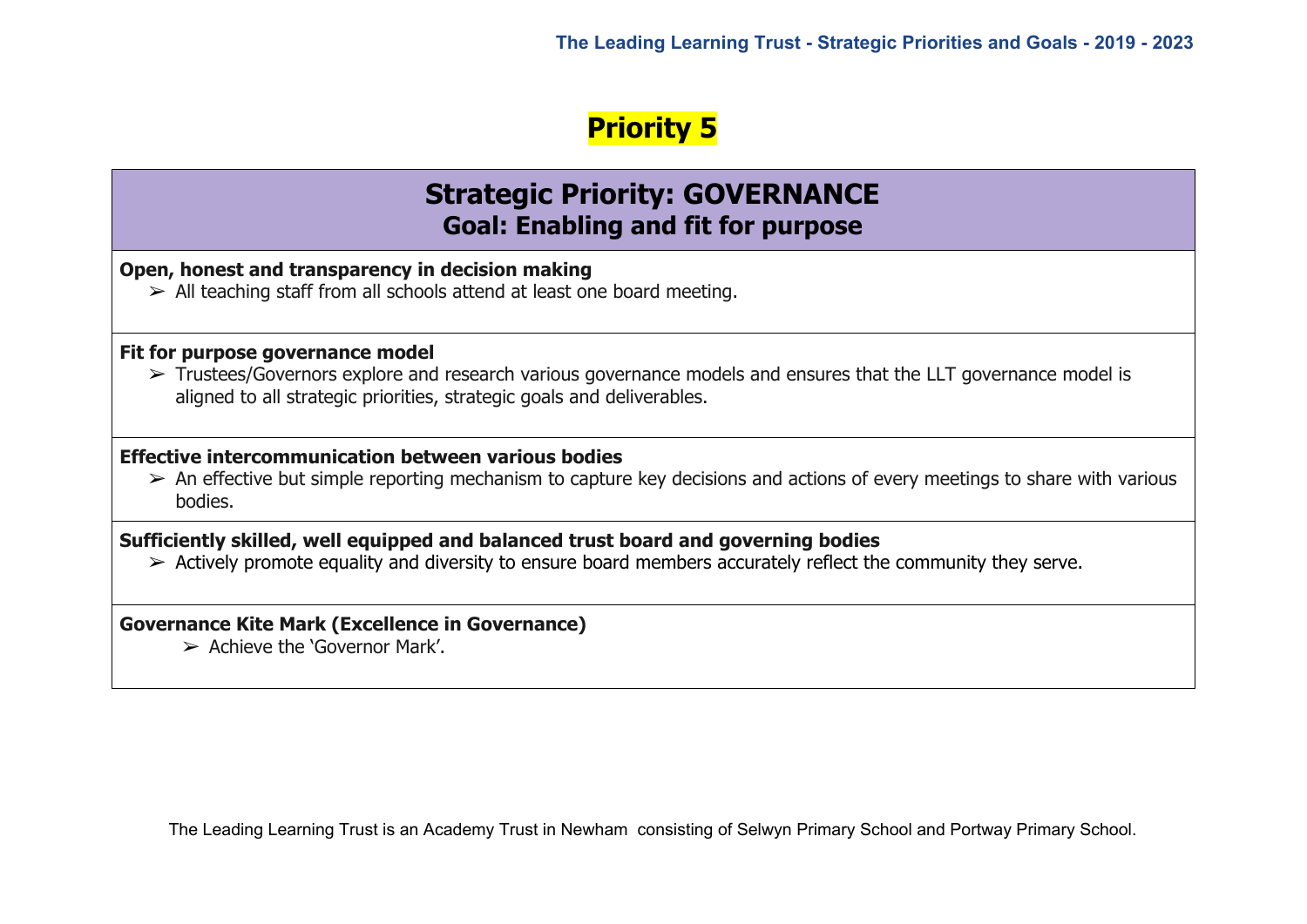# Priority 5

## Strategic Priority: GOVERNANCE
### Goal: Enabling and fit for purpose

**Open, honest and transparency in decision making**

- ➢ All teaching staff from all schools attend at least one board meeting.

**Fit for purpose governance model**

- ➢ Trustees/Governors explore and research various governance models and ensures that the LLT governance model is aligned to all strategic priorities, strategic goals and deliverables.

**Effective intercommunication between various bodies**

- ➢ An effective but simple reporting mechanism to capture key decisions and actions of every meetings to share with various bodies.

**Sufficiently skilled, well equipped and balanced trust board and governing bodies**

- ➢ Actively promote equality and diversity to ensure board members accurately reflect the community they serve.

**Governance Kite Mark (Excellence in Governance)**

- ➢ Achieve the 'Governor Mark'.

The Leading Learning Trust is an Academy Trust in Newham consisting of Selwyn Primary School and Portway Primary School.